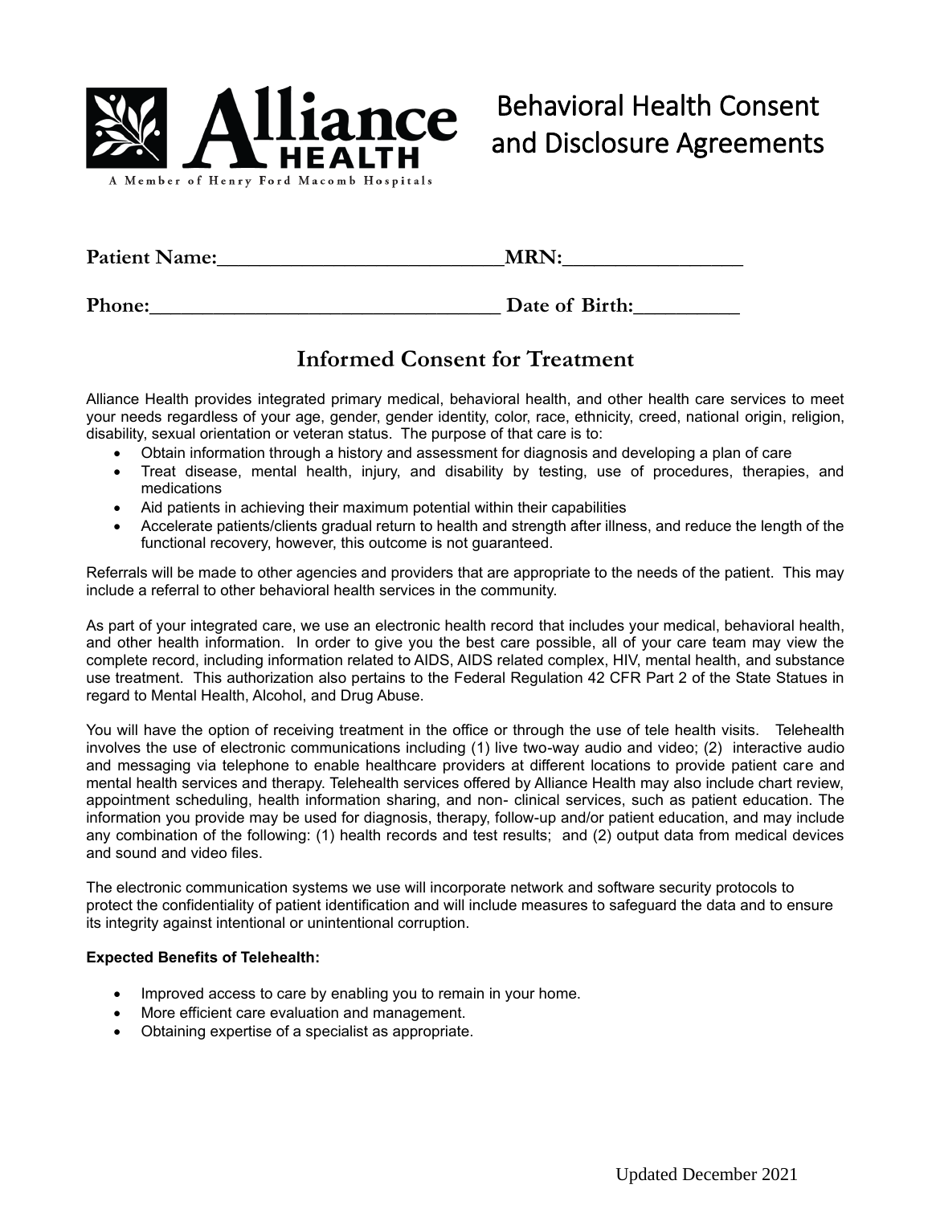Alliance HEALTH

A Member of Henry Ford Macomb Hospitals

# Behavioral Health Consent and Disclosure Agreements

**Patient Name:**_____________________________**MRN:**__________________

**Phone:**___________________________________ **Date of Birth:**__________

## Informed Consent for Treatment

Alliance Health provides integrated primary medical, behavioral health, and other health care services to meet your needs regardless of your age, gender, gender identity, color, race, ethnicity, creed, national origin, religion, disability, sexual orientation or veteran status. The purpose of that care is to:

- Obtain information through a history and assessment for diagnosis and developing a plan of care
- Treat disease, mental health, injury, and disability by testing, use of procedures, therapies, and medications
- Aid patients in achieving their maximum potential within their capabilities
- Accelerate patients/clients gradual return to health and strength after illness, and reduce the length of the functional recovery, however, this outcome is not guaranteed.

Referrals will be made to other agencies and providers that are appropriate to the needs of the patient. This may include a referral to other behavioral health services in the community.

As part of your integrated care, we use an electronic health record that includes your medical, behavioral health, and other health information. In order to give you the best care possible, all of your care team may view the complete record, including information related to AIDS, AIDS related complex, HIV, mental health, and substance use treatment. This authorization also pertains to the Federal Regulation 42 CFR Part 2 of the State Statues in regard to Mental Health, Alcohol, and Drug Abuse.

You will have the option of receiving treatment in the office or through the use of tele health visits. Telehealth involves the use of electronic communications including (1) live two-way audio and video; (2) interactive audio and messaging via telephone to enable healthcare providers at different locations to provide patient care and mental health services and therapy. Telehealth services offered by Alliance Health may also include chart review, appointment scheduling, health information sharing, and non- clinical services, such as patient education. The information you provide may be used for diagnosis, therapy, follow-up and/or patient education, and may include any combination of the following: (1) health records and test results; and (2) output data from medical devices and sound and video files.

The electronic communication systems we use will incorporate network and software security protocols to protect the confidentiality of patient identification and will include measures to safeguard the data and to ensure its integrity against intentional or unintentional corruption.

**Expected Benefits of Telehealth:**

- Improved access to care by enabling you to remain in your home.
- More efficient care evaluation and management.
- Obtaining expertise of a specialist as appropriate.

Updated December 2021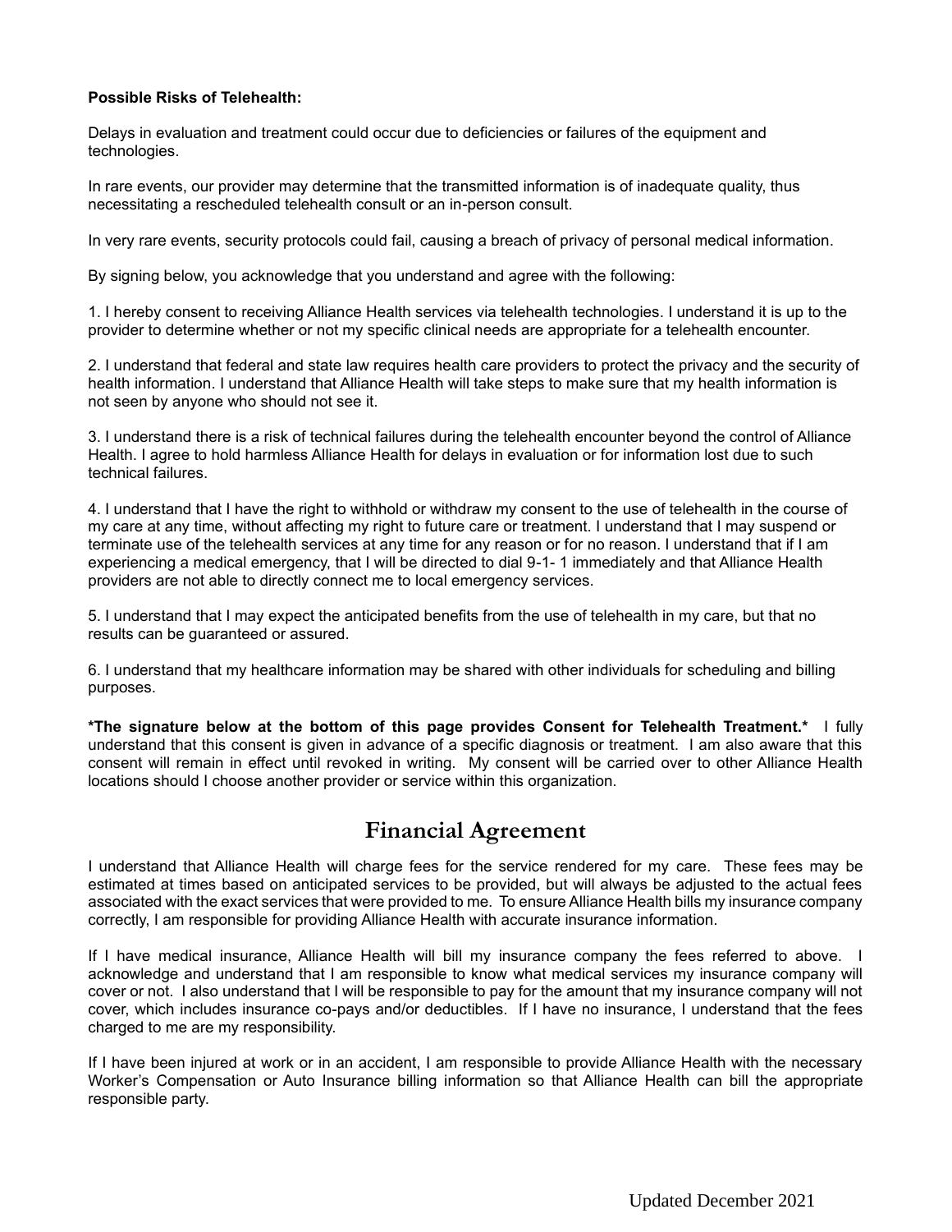**Possible Risks of Telehealth:**

Delays in evaluation and treatment could occur due to deficiencies or failures of the equipment and technologies.

In rare events, our provider may determine that the transmitted information is of inadequate quality, thus necessitating a rescheduled telehealth consult or an in-person consult.

In very rare events, security protocols could fail, causing a breach of privacy of personal medical information.

By signing below, you acknowledge that you understand and agree with the following:

1. I hereby consent to receiving Alliance Health services via telehealth technologies. I understand it is up to the provider to determine whether or not my specific clinical needs are appropriate for a telehealth encounter.

2. I understand that federal and state law requires health care providers to protect the privacy and the security of health information. I understand that Alliance Health will take steps to make sure that my health information is not seen by anyone who should not see it.

3. I understand there is a risk of technical failures during the telehealth encounter beyond the control of Alliance Health. I agree to hold harmless Alliance Health for delays in evaluation or for information lost due to such technical failures.

4. I understand that I have the right to withhold or withdraw my consent to the use of telehealth in the course of my care at any time, without affecting my right to future care or treatment. I understand that I may suspend or terminate use of the telehealth services at any time for any reason or for no reason. I understand that if I am experiencing a medical emergency, that I will be directed to dial 9-1- 1 immediately and that Alliance Health providers are not able to directly connect me to local emergency services.

5. I understand that I may expect the anticipated benefits from the use of telehealth in my care, but that no results can be guaranteed or assured.

6. I understand that my healthcare information may be shared with other individuals for scheduling and billing purposes.

***The signature below at the bottom of this page provides Consent for Telehealth Treatment.*** I fully understand that this consent is given in advance of a specific diagnosis or treatment. I am also aware that this consent will remain in effect until revoked in writing. My consent will be carried over to other Alliance Health locations should I choose another provider or service within this organization.

## Financial Agreement

I understand that Alliance Health will charge fees for the service rendered for my care. These fees may be estimated at times based on anticipated services to be provided, but will always be adjusted to the actual fees associated with the exact services that were provided to me. To ensure Alliance Health bills my insurance company correctly, I am responsible for providing Alliance Health with accurate insurance information.

If I have medical insurance, Alliance Health will bill my insurance company the fees referred to above. I acknowledge and understand that I am responsible to know what medical services my insurance company will cover or not. I also understand that I will be responsible to pay for the amount that my insurance company will not cover, which includes insurance co-pays and/or deductibles. If I have no insurance, I understand that the fees charged to me are my responsibility.

If I have been injured at work or in an accident, I am responsible to provide Alliance Health with the necessary Worker's Compensation or Auto Insurance billing information so that Alliance Health can bill the appropriate responsible party.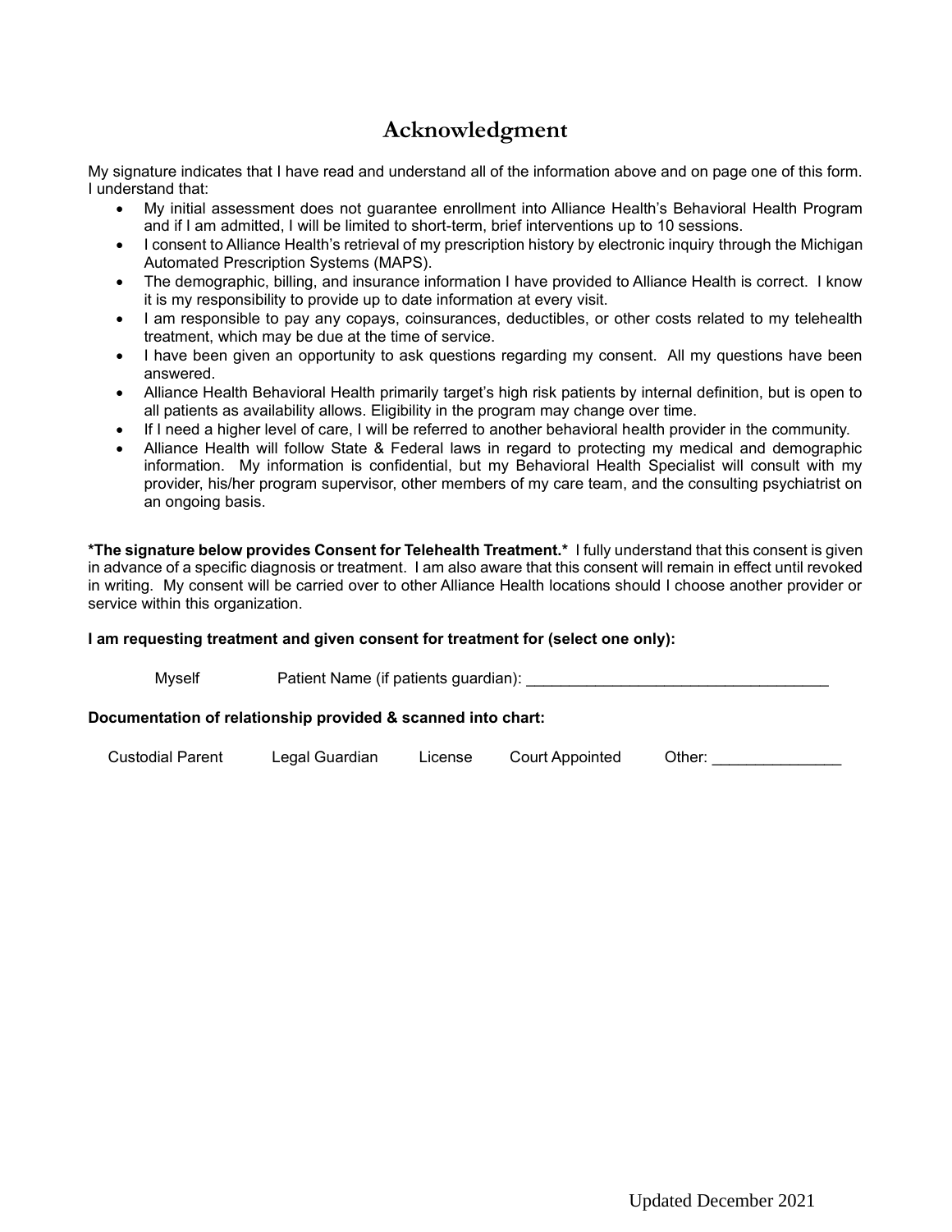# Acknowledgment

My signature indicates that I have read and understand all of the information above and on page one of this form. I understand that:

- My initial assessment does not guarantee enrollment into Alliance Health's Behavioral Health Program and if I am admitted, I will be limited to short-term, brief interventions up to 10 sessions.
- I consent to Alliance Health's retrieval of my prescription history by electronic inquiry through the Michigan Automated Prescription Systems (MAPS).
- The demographic, billing, and insurance information I have provided to Alliance Health is correct. I know it is my responsibility to provide up to date information at every visit.
- I am responsible to pay any copays, coinsurances, deductibles, or other costs related to my telehealth treatment, which may be due at the time of service.
- I have been given an opportunity to ask questions regarding my consent. All my questions have been answered.
- Alliance Health Behavioral Health primarily target's high risk patients by internal definition, but is open to all patients as availability allows. Eligibility in the program may change over time.
- If I need a higher level of care, I will be referred to another behavioral health provider in the community.
- Alliance Health will follow State & Federal laws in regard to protecting my medical and demographic information. My information is confidential, but my Behavioral Health Specialist will consult with my provider, his/her program supervisor, other members of my care team, and the consulting psychiatrist on an ongoing basis.

**\*The signature below provides Consent for Telehealth Treatment.\*** I fully understand that this consent is given in advance of a specific diagnosis or treatment. I am also aware that this consent will remain in effect until revoked in writing. My consent will be carried over to other Alliance Health locations should I choose another provider or service within this organization.

**I am requesting treatment and given consent for treatment for (select one only):**

Myself     Patient Name (if patients guardian): ___________________________________

**Documentation of relationship provided & scanned into chart:**

Custodial Parent     Legal Guardian     License     Court Appointed     Other: _______________

Updated December 2021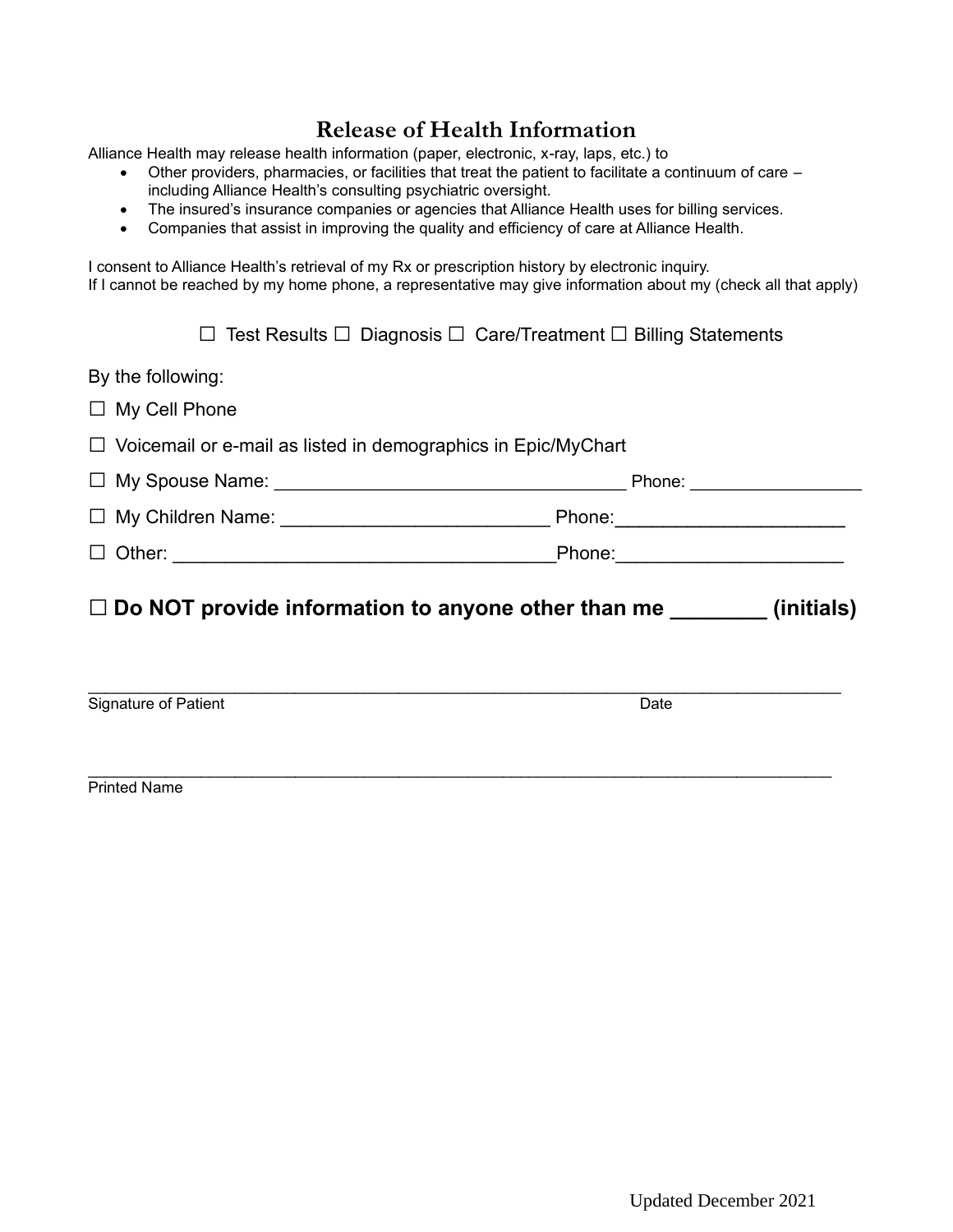# Release of Health Information

Alliance Health may release health information (paper, electronic, x-ray, laps, etc.) to

- Other providers, pharmacies, or facilities that treat the patient to facilitate a continuum of care – including Alliance Health's consulting psychiatric oversight.
- The insured's insurance companies or agencies that Alliance Health uses for billing services.
- Companies that assist in improving the quality and efficiency of care at Alliance Health.

I consent to Alliance Health's retrieval of my Rx or prescription history by electronic inquiry.
If I cannot be reached by my home phone, a representative may give information about my (check all that apply)

☐ Test Results ☐ Diagnosis ☐ Care/Treatment ☐ Billing Statements

By the following:

☐ My Cell Phone

☐ Voicemail or e-mail as listed in demographics in Epic/MyChart

☐ My Spouse Name: ________________________________ Phone: ________________

☐ My Children Name: ________________________ Phone:____________________

☐ Other: ___________________________________Phone:____________________

**☐ Do NOT provide information to anyone other than me ________ (initials)**

______________________________________________________________________

Signature of Patient Date

______________________________________________________________________

Printed Name

Updated December 2021